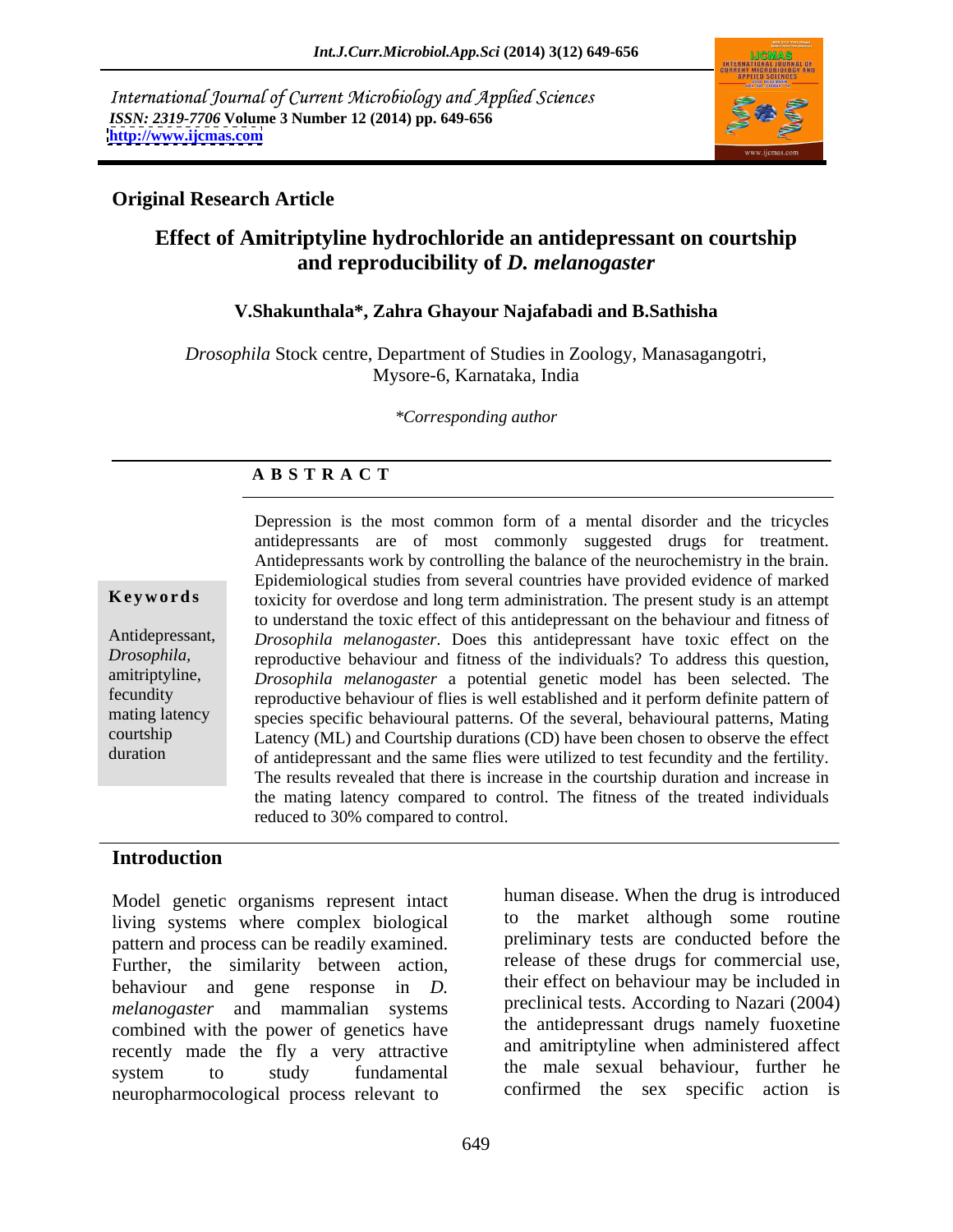International Journal of Current Microbiology and Applied Sciences
*ISSN: 2319-7706* **Volume 3 Number 12 (2014) pp. 649-656**
**http://www.ijcmas.com**

## Original Research Article

# Effect of Amitriptyline hydrochloride an antidepressant on courtship and reproducibility of *D. melanogaster*

**V.Shakunthala\*, Zahra Ghayour Najafabadi and B.Sathisha**

*Drosophila* Stock centre, Department of Studies in Zoology, Manasagangotri, Mysore-6, Karnataka, India

*\*Corresponding author*

### A B S T R A C T

**Keywords**

Antidepressant, *Drosophila,* amitriptyline, fecundity mating latency courtship duration

Depression is the most common form of a mental disorder and the tricycles antidepressants are of most commonly suggested drugs for treatment. Antidepressants work by controlling the balance of the neurochemistry in the brain. Epidemiological studies from several countries have provided evidence of marked toxicity for overdose and long term administration. The present study is an attempt to understand the toxic effect of this antidepressant on the behaviour and fitness of *Drosophila melanogaster*. Does this antidepressant have toxic effect on the reproductive behaviour and fitness of the individuals? To address this question, *Drosophila melanogaster* a potential genetic model has been selected. The reproductive behaviour of flies is well established and it perform definite pattern of species specific behavioural patterns. Of the several, behavioural patterns, Mating Latency (ML) and Courtship durations (CD) have been chosen to observe the effect of antidepressant and the same flies were utilized to test fecundity and the fertility. The results revealed that there is increase in the courtship duration and increase in the mating latency compared to control. The fitness of the treated individuals reduced to 30% compared to control.

## Introduction

Model genetic organisms represent intact living systems where complex biological pattern and process can be readily examined. Further, the similarity between action, behaviour and gene response in *D. melanogaster* and mammalian systems combined with the power of genetics have recently made the fly a very attractive system to study fundamental neuropharmocological process relevant to human disease. When the drug is introduced to the market although some routine preliminary tests are conducted before the release of these drugs for commercial use, their effect on behaviour may be included in preclinical tests. According to Nazari (2004) the antidepressant drugs namely fuoxetine and amitriptyline when administered affect the male sexual behaviour, further he confirmed the sex specific action is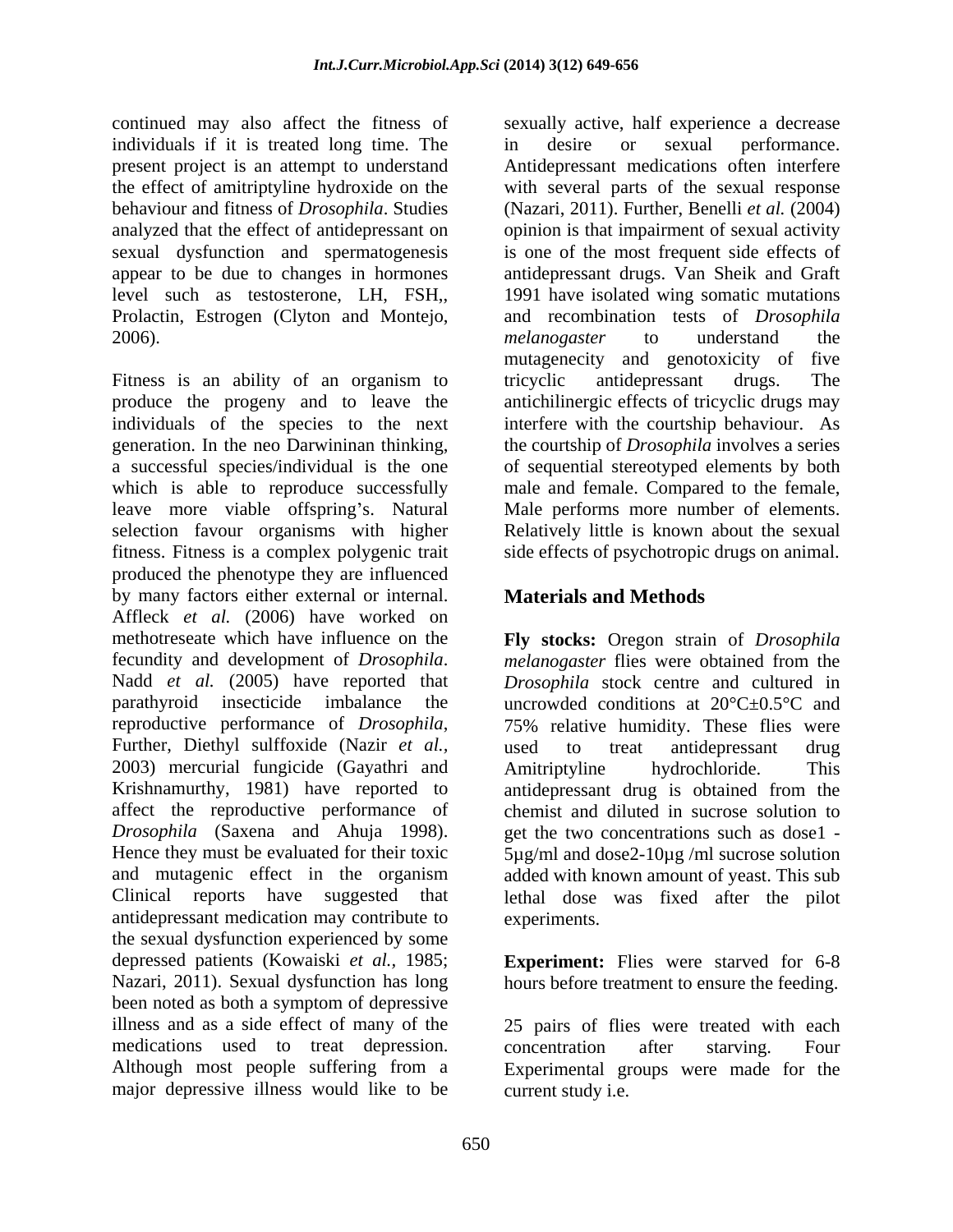continued may also affect the fitness of individuals if it is treated long time. The present project is an attempt to understand the effect of amitriptyline hydroxide on the behaviour and fitness of *Drosophila*. Studies analyzed that the effect of antidepressant on sexual dysfunction and spermatogenesis appear to be due to changes in hormones level such as testosterone, LH, FSH,, Prolactin, Estrogen (Clyton and Montejo, 2006).

Fitness is an ability of an organism to produce the progeny and to leave the individuals of the species to the next generation. In the neo Darwininan thinking, a successful species/individual is the one which is able to reproduce successfully leave more viable offspring's. Natural selection favour organisms with higher fitness. Fitness is a complex polygenic trait produced the phenotype they are influenced by many factors either external or internal. Affleck *et al.* (2006) have worked on methotreseate which have influence on the fecundity and development of *Drosophila*. Nadd *et al.* (2005) have reported that parathyroid insecticide imbalance the reproductive performance of *Drosophila*, Further, Diethyl sulffoxide (Nazir *et al.,* 2003) mercurial fungicide (Gayathri and Krishnamurthy, 1981) have reported to affect the reproductive performance of *Drosophila* (Saxena and Ahuja 1998). Hence they must be evaluated for their toxic and mutagenic effect in the organism Clinical reports have suggested that antidepressant medication may contribute to the sexual dysfunction experienced by some depressed patients (Kowaiski *et al.,* 1985; Nazari, 2011). Sexual dysfunction has long been noted as both a symptom of depressive illness and as a side effect of many of the medications used to treat depression. Although most people suffering from a major depressive illness would like to be sexually active, half experience a decrease in desire or sexual performance. Antidepressant medications often interfere with several parts of the sexual response (Nazari, 2011). Further, Benelli *et al.* (2004) opinion is that impairment of sexual activity is one of the most frequent side effects of antidepressant drugs. Van Sheik and Graft 1991 have isolated wing somatic mutations and recombination tests of *Drosophila melanogaster* to understand the mutagenecity and genotoxicity of five tricyclic antidepressant drugs. The antichilinergic effects of tricyclic drugs may interfere with the courtship behaviour. As the courtship of *Drosophila* involves a series of sequential stereotyped elements by both male and female. Compared to the female, Male performs more number of elements. Relatively little is known about the sexual side effects of psychotropic drugs on animal.

## Materials and Methods

**Fly stocks:** Oregon strain of *Drosophila melanogaster* flies were obtained from the *Drosophila* stock centre and cultured in uncrowded conditions at 20°C±0.5°C and 75% relative humidity. These flies were used to treat antidepressant drug Amitriptyline hydrochloride. This antidepressant drug is obtained from the chemist and diluted in sucrose solution to get the two concentrations such as dose1 - 5µg/ml and dose2-10µg /ml sucrose solution added with known amount of yeast. This sub lethal dose was fixed after the pilot experiments.

**Experiment:** Flies were starved for 6-8 hours before treatment to ensure the feeding.

25 pairs of flies were treated with each concentration after starving. Four Experimental groups were made for the current study i.e.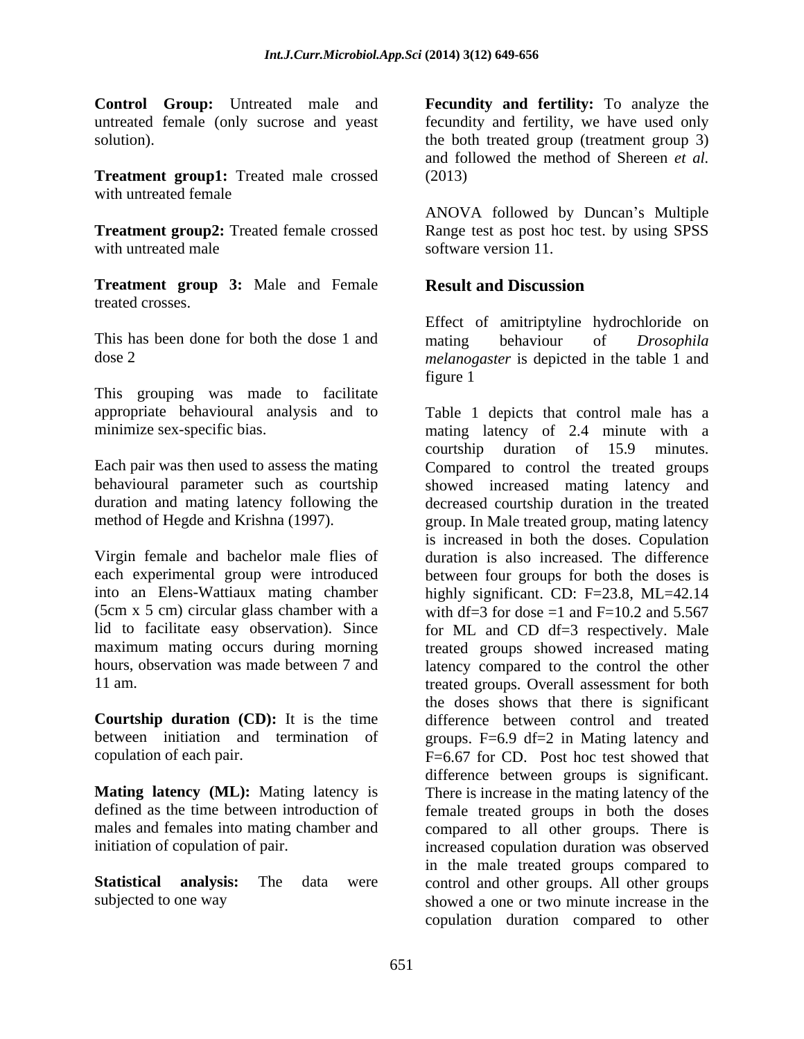**Control Group:** Untreated male and untreated female (only sucrose and yeast solution).

**Treatment group1:** Treated male crossed with untreated female

**Treatment group2:** Treated female crossed with untreated male

**Treatment group 3:** Male and Female treated crosses.

This has been done for both the dose 1 and dose 2

This grouping was made to facilitate appropriate behavioural analysis and to minimize sex-specific bias.

Each pair was then used to assess the mating behavioural parameter such as courtship duration and mating latency following the method of Hegde and Krishna (1997).

Virgin female and bachelor male flies of each experimental group were introduced into an Elens-Wattiaux mating chamber (5cm x 5 cm) circular glass chamber with a lid to facilitate easy observation). Since maximum mating occurs during morning hours, observation was made between 7 and 11 am.

**Courtship duration (CD):** It is the time between initiation and termination of copulation of each pair.

**Mating latency (ML):** Mating latency is defined as the time between introduction of males and females into mating chamber and initiation of copulation of pair.

**Statistical analysis:** The data were subjected to one way ANOVA followed by Duncan's Multiple Range test as post hoc test. by using SPSS software version 11.

**Fecundity and fertility:** To analyze the fecundity and fertility, we have used only the both treated group (treatment group 3) and followed the method of Shereen *et al.* (2013)

## Result and Discussion

Effect of amitriptyline hydrochloride on mating behaviour of *Drosophila melanogaster* is depicted in the table 1 and figure 1

Table 1 depicts that control male has a mating latency of 2.4 minute with a courtship duration of 15.9 minutes. Compared to control the treated groups showed increased mating latency and decreased courtship duration in the treated group. In Male treated group, mating latency is increased in both the doses. Copulation duration is also increased. The difference between four groups for both the doses is highly significant. CD: F=23.8, ML=42.14 with df=3 for dose =1 and F=10.2 and 5.567 for ML and CD df=3 respectively. Male treated groups showed increased mating latency compared to the control the other treated groups. Overall assessment for both the doses shows that there is significant difference between control and treated groups. F=6.9 df=2 in Mating latency and F=6.67 for CD. Post hoc test showed that difference between groups is significant. There is increase in the mating latency of the female treated groups in both the doses compared to all other groups. There is increased copulation duration was observed in the male treated groups compared to control and other groups. All other groups showed a one or two minute increase in the copulation duration compared to other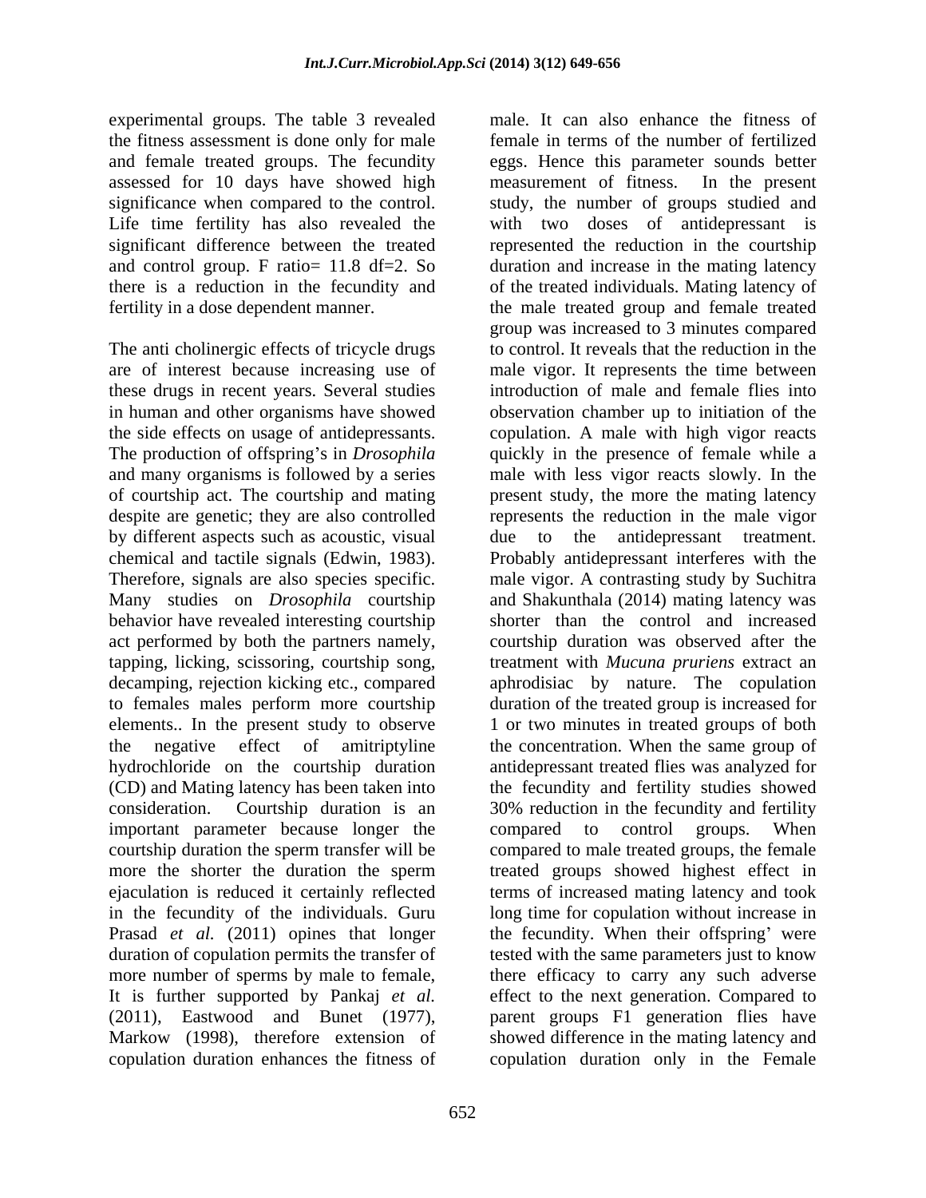experimental groups. The table 3 revealed the fitness assessment is done only for male and female treated groups. The fecundity assessed for 10 days have showed high significance when compared to the control. Life time fertility has also revealed the significant difference between the treated and control group. F ratio= 11.8 df=2. So there is a reduction in the fecundity and fertility in a dose dependent manner.

The anti cholinergic effects of tricycle drugs are of interest because increasing use of these drugs in recent years. Several studies in human and other organisms have showed the side effects on usage of antidepressants. The production of offspring's in *Drosophila* and many organisms is followed by a series of courtship act. The courtship and mating despite are genetic; they are also controlled by different aspects such as acoustic, visual chemical and tactile signals (Edwin, 1983). Therefore, signals are also species specific. Many studies on *Drosophila* courtship behavior have revealed interesting courtship act performed by both the partners namely, tapping, licking, scissoring, courtship song, decamping, rejection kicking etc., compared to females males perform more courtship elements.. In the present study to observe the negative effect of amitriptyline hydrochloride on the courtship duration (CD) and Mating latency has been taken into consideration. Courtship duration is an important parameter because longer the courtship duration the sperm transfer will be more the shorter the duration the sperm ejaculation is reduced it certainly reflected in the fecundity of the individuals. Guru Prasad *et al.* (2011) opines that longer duration of copulation permits the transfer of more number of sperms by male to female, It is further supported by Pankaj *et al.* (2011), Eastwood and Bunet (1977), Markow (1998), therefore extension of copulation duration enhances the fitness of male. It can also enhance the fitness of female in terms of the number of fertilized eggs. Hence this parameter sounds better measurement of fitness. In the present study, the number of groups studied and with two doses of antidepressant is represented the reduction in the courtship duration and increase in the mating latency of the treated individuals. Mating latency of the male treated group and female treated group was increased to 3 minutes compared to control. It reveals that the reduction in the male vigor. It represents the time between introduction of male and female flies into observation chamber up to initiation of the copulation. A male with high vigor reacts quickly in the presence of female while a male with less vigor reacts slowly. In the present study, the more the mating latency represents the reduction in the male vigor due to the antidepressant treatment. Probably antidepressant interferes with the male vigor. A contrasting study by Suchitra and Shakunthala (2014) mating latency was shorter than the control and increased courtship duration was observed after the treatment with *Mucuna pruriens* extract an aphrodisiac by nature. The copulation duration of the treated group is increased for 1 or two minutes in treated groups of both the concentration. When the same group of antidepressant treated flies was analyzed for the fecundity and fertility studies showed 30% reduction in the fecundity and fertility compared to control groups. When compared to male treated groups, the female treated groups showed highest effect in terms of increased mating latency and took long time for copulation without increase in the fecundity. When their offspring' were tested with the same parameters just to know there efficacy to carry any such adverse effect to the next generation. Compared to parent groups F1 generation flies have showed difference in the mating latency and copulation duration only in the Female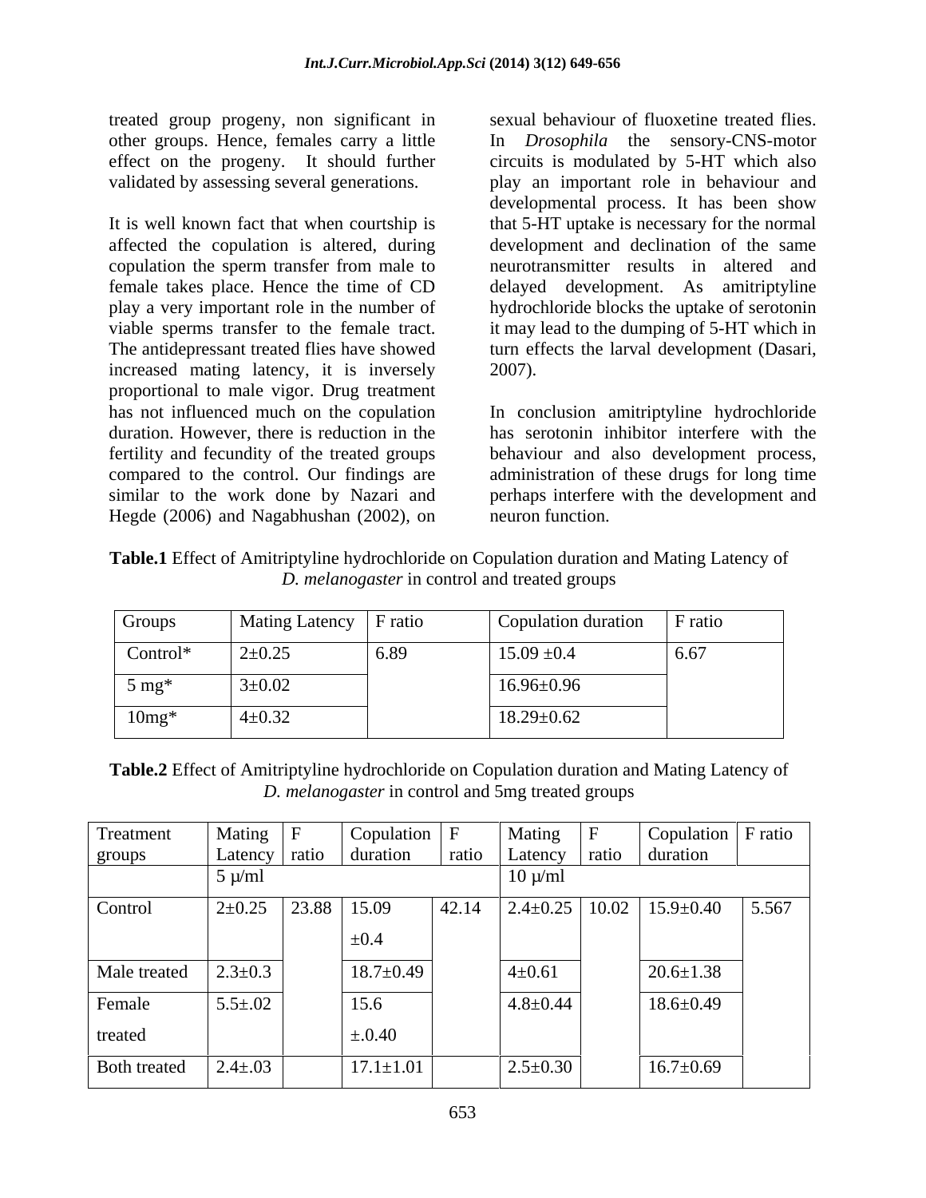treated group progeny, non significant in other groups. Hence, females carry a little effect on the progeny. It should further validated by assessing several generations.

It is well known fact that when courtship is affected the copulation is altered, during copulation the sperm transfer from male to female takes place. Hence the time of CD play a very important role in the number of viable sperms transfer to the female tract. The antidepressant treated flies have showed increased mating latency, it is inversely proportional to male vigor. Drug treatment has not influenced much on the copulation duration. However, there is reduction in the fertility and fecundity of the treated groups compared to the control. Our findings are similar to the work done by Nazari and Hegde (2006) and Nagabhushan (2002), on sexual behaviour of fluoxetine treated flies. In *Drosophila* the sensory-CNS-motor circuits is modulated by 5-HT which also play an important role in behaviour and developmental process. It has been show that 5-HT uptake is necessary for the normal development and declination of the same neurotransmitter results in altered and delayed development. As amitriptyline hydrochloride blocks the uptake of serotonin it may lead to the dumping of 5-HT which in turn effects the larval development (Dasari, 2007).

In conclusion amitriptyline hydrochloride has serotonin inhibitor interfere with the behaviour and also development process, administration of these drugs for long time perhaps interfere with the development and neuron function.

**Table.1** Effect of Amitriptyline hydrochloride on Copulation duration and Mating Latency of *D. melanogaster* in control and treated groups

| Groups | Mating Latency | F ratio | Copulation duration | F ratio |
|---|---|---|---|---|
| Control* | 2±0.25 | 6.89 | 15.09 ±0.4 | 6.67 |
| 5 mg* | 3±0.02 | | 16.96±0.96 | |
| 10mg* | 4±0.32 | | 18.29±0.62 | |

**Table.2** Effect of Amitriptyline hydrochloride on Copulation duration and Mating Latency of *D. melanogaster* in control and 5mg treated groups

| Treatment groups | Mating Latency | F ratio | Copulation duration | F ratio | Mating Latency | F ratio | Copulation duration | F ratio |
|---|---|---|---|---|---|---|---|---|
| | 5 µ/ml | | | | 10 µ/ml | | | |
| Control | 2±0.25 | 23.88 | 15.09 ±0.4 | 42.14 | 2.4±0.25 | 10.02 | 15.9±0.40 | 5.567 |
| Male treated | 2.3±0.3 | | 18.7±0.49 | | 4±0.61 | | 20.6±1.38 | |
| Female treated | 5.5±.02 | | 15.6 ±.0.40 | | 4.8±0.44 | | 18.6±0.49 | |
| Both treated | 2.4±.03 | | 17.1±1.01 | | 2.5±0.30 | | 16.7±0.69 | |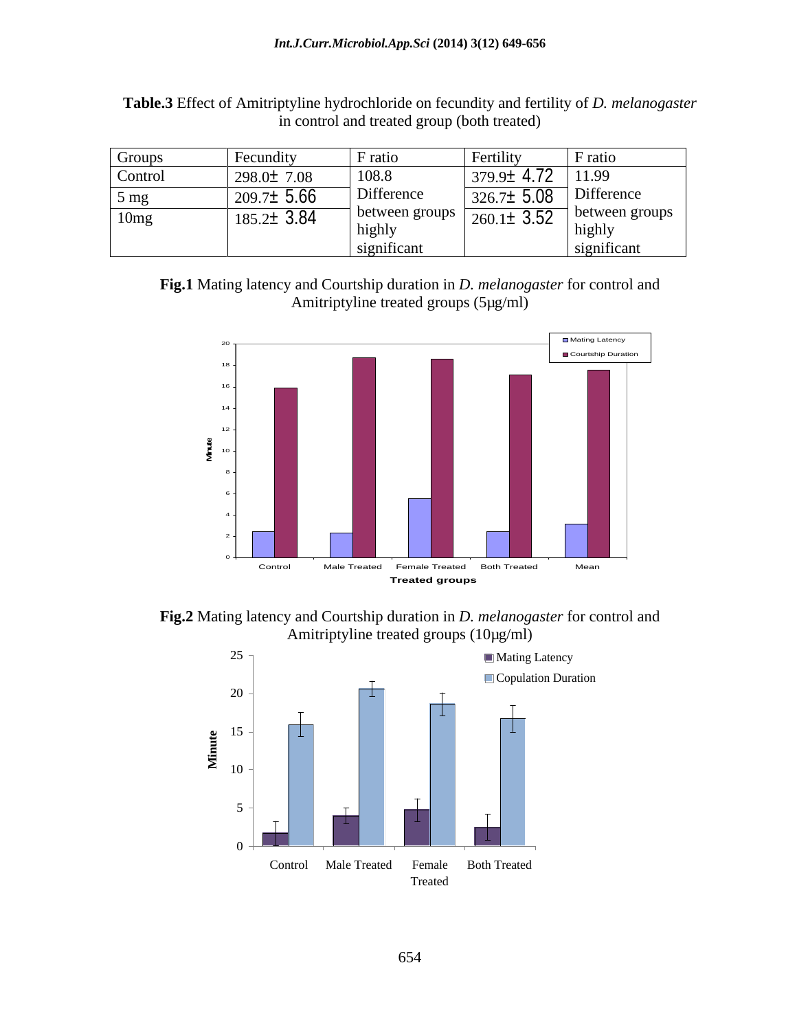**Table.3** Effect of Amitriptyline hydrochloride on fecundity and fertility of *D. melanogaster* in control and treated group (both treated)

| Groups | Fecundity | F ratio | Fertility | F ratio |
|---|---|---|---|---|
| Control | 298.0± 7.08 | 108.8 Difference between groups highly significant | 379.9± 4.72 | 11.99 Difference between groups highly significant |
| 5 mg | 209.7± 5.66 | | 326.7± 5.08 | |
| 10mg | 185.2± 3.84 | | 260.1± 3.52 | |

**Fig.1** Mating latency and Courtship duration in *D. melanogaster* for control and Amitriptyline treated groups (5µg/ml)

**Fig.2** Mating latency and Courtship duration in *D. melanogaster* for control and Amitriptyline treated groups (10µg/ml)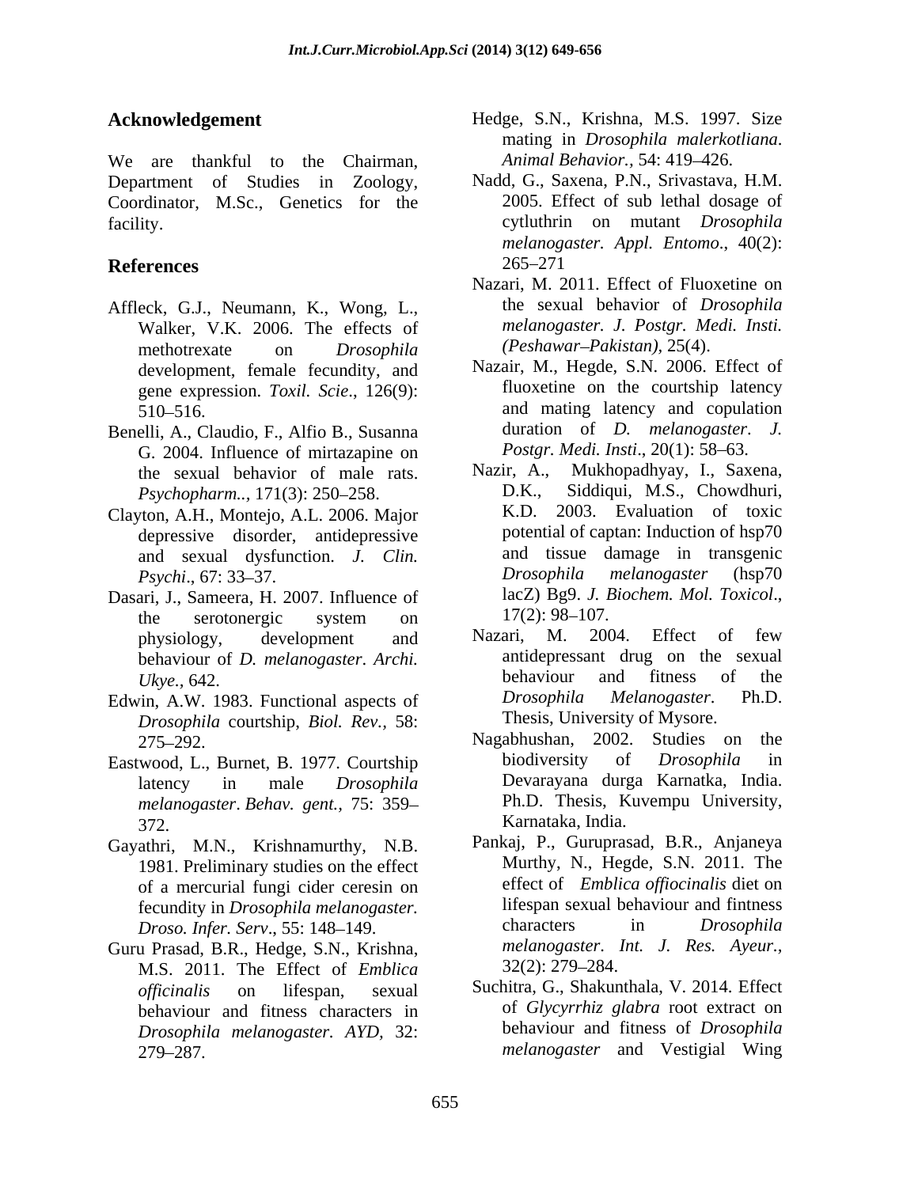## Acknowledgement

We are thankful to the Chairman, Department of Studies in Zoology, Coordinator, M.Sc., Genetics for the facility.

## References

Affleck, G.J., Neumann, K., Wong, L., Walker, V.K. 2006. The effects of methotrexate on *Drosophila* development, female fecundity, and gene expression. *Toxil. Scie*., 126(9): 510–516.

Benelli, A., Claudio, F., Alfio B., Susanna G. 2004. Influence of mirtazapine on the sexual behavior of male rats. *Psychopharm..,* 171(3): 250–258.

Clayton, A.H., Montejo, A.L. 2006. Major depressive disorder, antidepressive and sexual dysfunction. *J. Clin. Psychi*., 67: 33–37.

Dasari, J., Sameera, H. 2007. Influence of the serotonergic system on physiology, development and behaviour of *D. melanogaster*. *Archi. Ukye.,* 642.

Edwin, A.W. 1983. Functional aspects of *Drosophila* courtship, *Biol. Rev.,* 58: 275–292.

Eastwood, L., Burnet, B. 1977. Courtship latency in male *Drosophila melanogaster*. *Behav. gent.,* 75: 359–372.

Gayathri, M.N., Krishnamurthy, N.B. 1981. Preliminary studies on the effect of a mercurial fungi cider ceresin on fecundity in *Drosophila melanogaster. Droso. Infer. Serv*., 55: 148–149.

Guru Prasad, B.R., Hedge, S.N., Krishna, M.S. 2011. The Effect of *Emblica officinalis* on lifespan, sexual behaviour and fitness characters in *Drosophila melanogaster*. *AYD,* 32: 279–287.

Hedge, S.N., Krishna, M.S. 1997. Size mating in *Drosophila malerkotliana*. *Animal Behavior.,* 54: 419–426.

Nadd, G., Saxena, P.N., Srivastava, H.M. 2005. Effect of sub lethal dosage of cytluthrin on mutant *Drosophila melanogaster. Appl. Entomo*., 40(2): 265–271

Nazari, M. 2011. Effect of Fluoxetine on the sexual behavior of *Drosophila melanogaster. J. Postgr. Medi. Insti. (Peshawar–Pakistan)*, 25(4).

Nazair, M., Hegde, S.N. 2006. Effect of fluoxetine on the courtship latency and mating latency and copulation duration of *D. melanogaster*. *J. Postgr. Medi. Insti*., 20(1): 58–63.

Nazir, A., Mukhopadhyay, I., Saxena, D.K., Siddiqui, M.S., Chowdhuri, K.D. 2003. Evaluation of toxic potential of captan: Induction of hsp70 and tissue damage in transgenic *Drosophila melanogaster* (hsp70 lacZ) Bg9. *J. Biochem. Mol. Toxicol*., 17(2): 98–107.

Nazari, M. 2004. Effect of few antidepressant drug on the sexual behaviour and fitness of the *Drosophila Melanogaster*. Ph.D. Thesis, University of Mysore.

Nagabhushan, 2002. Studies on the biodiversity of *Drosophila* in Devarayana durga Karnatka, India. Ph.D. Thesis, Kuvempu University, Karnataka, India.

Pankaj, P., Guruprasad, B.R., Anjaneya Murthy, N., Hegde, S.N. 2011. The effect of *Emblica offiocinalis* diet on lifespan sexual behaviour and fintness characters in *Drosophila melanogaster*. *Int. J. Res. Ayeur.,* 32(2): 279–284.

Suchitra, G., Shakunthala, V. 2014. Effect of *Glycyrrhiz glabra* root extract on behaviour and fitness of *Drosophila melanogaster* and Vestigial Wing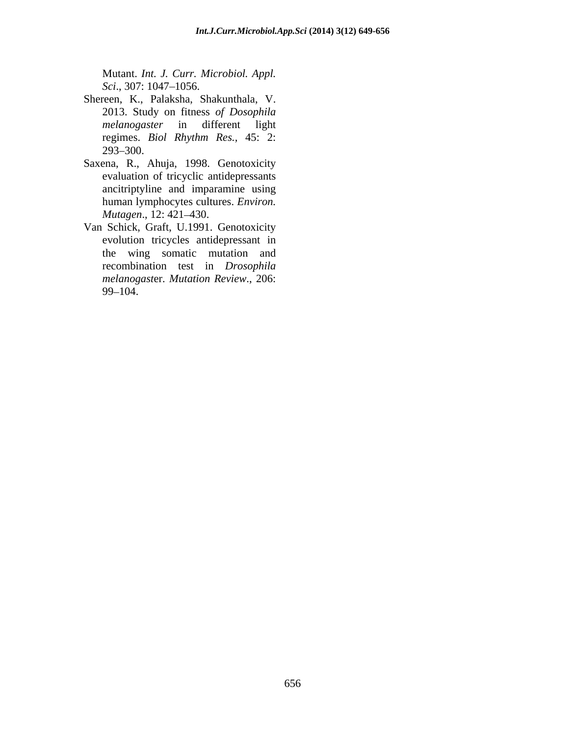Mutant. *Int. J. Curr. Microbiol. Appl. Sci*., 307: 1047–1056.

Shereen, K., Palaksha, Shakunthala, V. 2013. Study on fitness *of Dosophila melanogaster* in different light regimes. *Biol Rhythm Res.,* 45: 2: 293–300.

Saxena, R., Ahuja, 1998. Genotoxicity evaluation of tricyclic antidepressants ancitriptyline and imparamine using human lymphocytes cultures. *Environ. Mutagen*., 12: 421–430.

Van Schick, Graft, U.1991. Genotoxicity evolution tricycles antidepressant in the wing somatic mutation and recombination test in *Drosophila melanogast*er. *Mutation Review*., 206: 99–104.